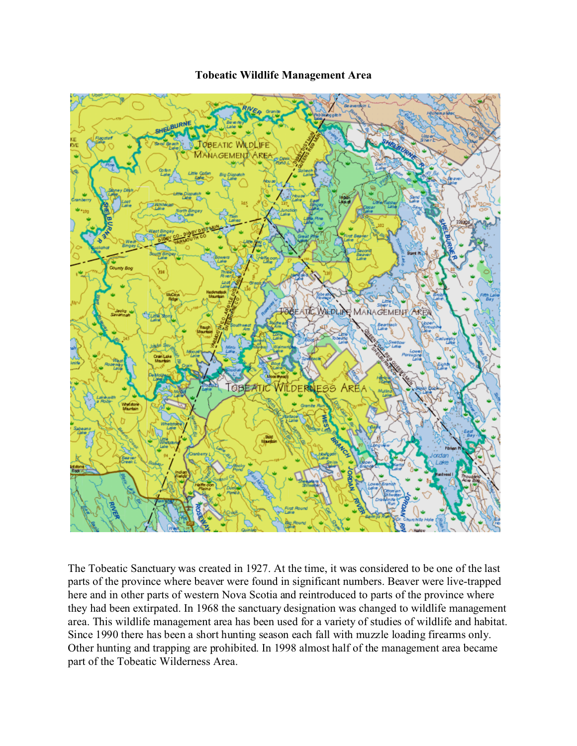**Tobeatic Wildlife Management Area**

The Tobeatic Sanctuary was created in 1927. At the time, it was considered to be one of the last parts of the province where beaver were found in significant numbers. Beaver were live-trapped here and in other parts of western Nova Scotia and reintroduced to parts of the province where they had been extirpated. In 1968 the sanctuary designation was changed to wildlife management area. This wildlife management area has been used for a variety of studies of wildlife and habitat. Since 1990 there has been a short hunting season each fall with muzzle loading firearms only. Other hunting and trapping are prohibited. In 1998 almost half of the management area became part of the Tobeatic Wilderness Area.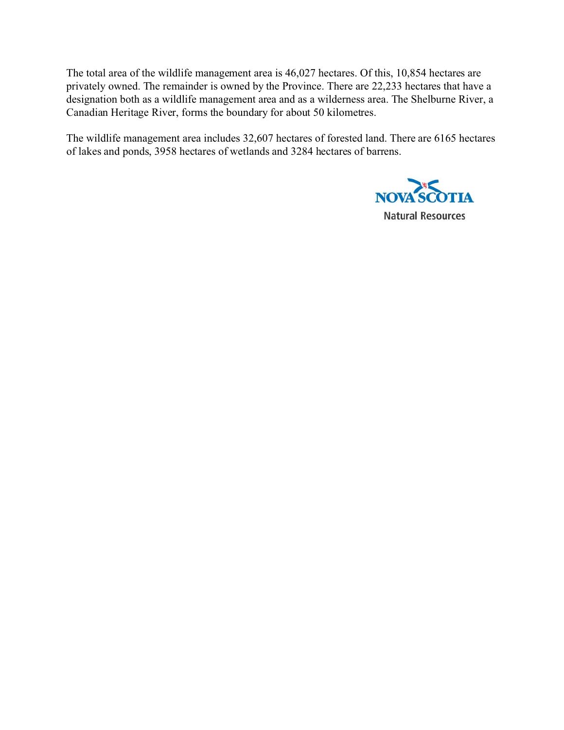The total area of the wildlife management area is 46,027 hectares. Of this, 10,854 hectares are privately owned. The remainder is owned by the Province. There are 22,233 hectares that have a designation both as a wildlife management area and as a wilderness area. The Shelburne River, a Canadian Heritage River, forms the boundary for about 50 kilometres.

The wildlife management area includes 32,607 hectares of forested land. There are 6165 hectares of lakes and ponds, 3958 hectares of wetlands and 3284 hectares of barrens.

NOVA SCOTIA
Natural Resources